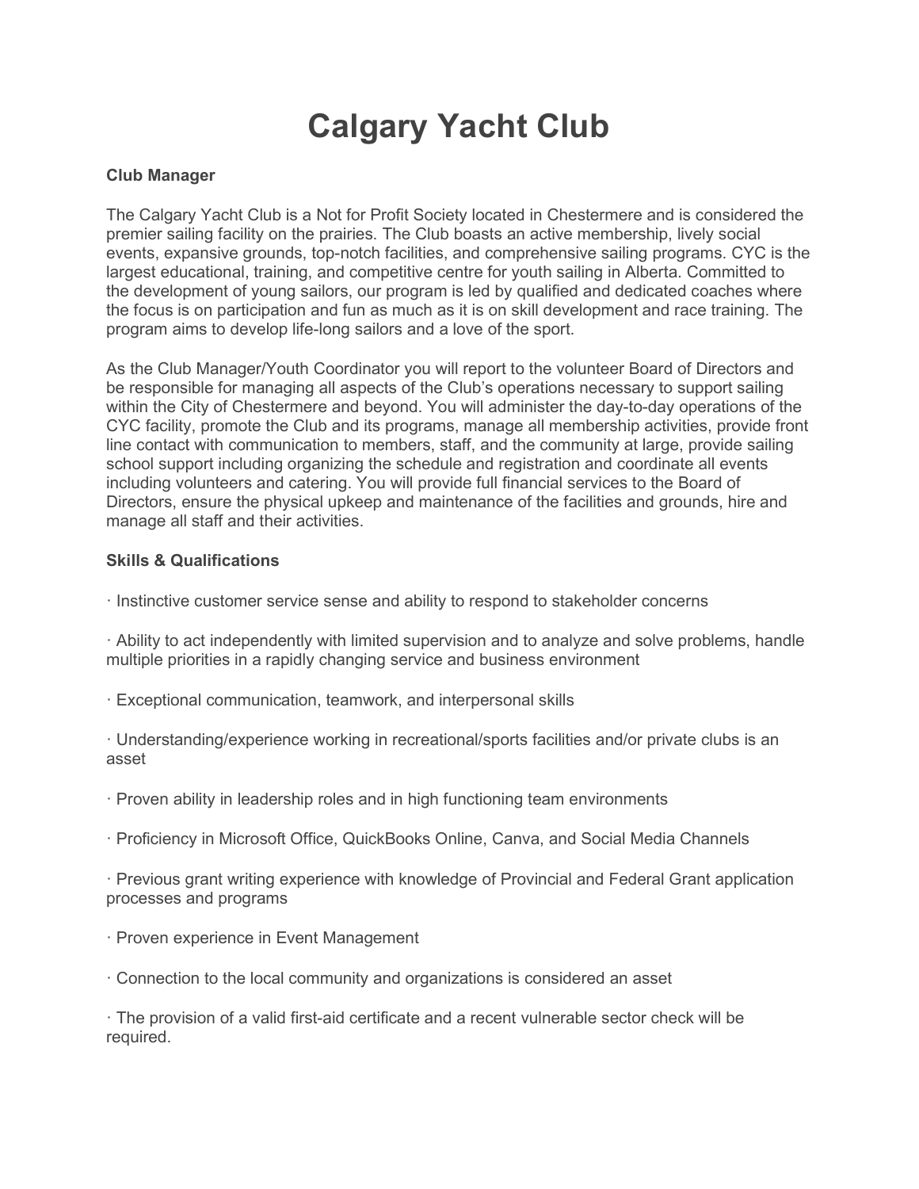# Calgary Yacht Club

**Club Manager**

The Calgary Yacht Club is a Not for Profit Society located in Chestermere and is considered the premier sailing facility on the prairies. The Club boasts an active membership, lively social events, expansive grounds, top-notch facilities, and comprehensive sailing programs. CYC is the largest educational, training, and competitive centre for youth sailing in Alberta. Committed to the development of young sailors, our program is led by qualified and dedicated coaches where the focus is on participation and fun as much as it is on skill development and race training. The program aims to develop life-long sailors and a love of the sport.

As the Club Manager/Youth Coordinator you will report to the volunteer Board of Directors and be responsible for managing all aspects of the Club's operations necessary to support sailing within the City of Chestermere and beyond. You will administer the day-to-day operations of the CYC facility, promote the Club and its programs, manage all membership activities, provide front line contact with communication to members, staff, and the community at large, provide sailing school support including organizing the schedule and registration and coordinate all events including volunteers and catering. You will provide full financial services to the Board of Directors, ensure the physical upkeep and maintenance of the facilities and grounds, hire and manage all staff and their activities.

**Skills & Qualifications**

· Instinctive customer service sense and ability to respond to stakeholder concerns

· Ability to act independently with limited supervision and to analyze and solve problems, handle multiple priorities in a rapidly changing service and business environment

· Exceptional communication, teamwork, and interpersonal skills

· Understanding/experience working in recreational/sports facilities and/or private clubs is an asset

· Proven ability in leadership roles and in high functioning team environments

· Proficiency in Microsoft Office, QuickBooks Online, Canva, and Social Media Channels

· Previous grant writing experience with knowledge of Provincial and Federal Grant application processes and programs

· Proven experience in Event Management

· Connection to the local community and organizations is considered an asset

· The provision of a valid first-aid certificate and a recent vulnerable sector check will be required.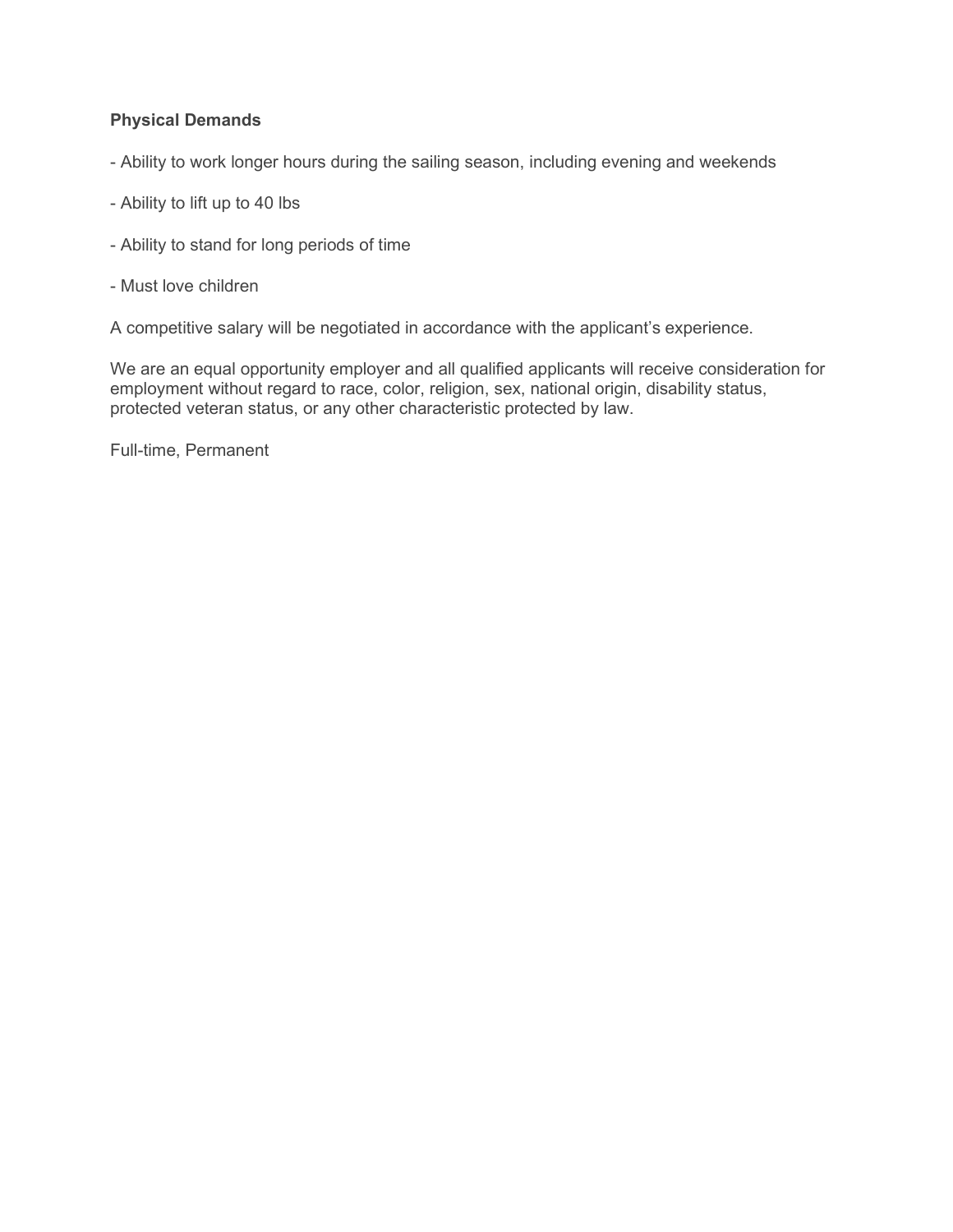**Physical Demands**

- Ability to work longer hours during the sailing season, including evening and weekends

- Ability to lift up to 40 lbs

- Ability to stand for long periods of time

- Must love children

A competitive salary will be negotiated in accordance with the applicant's experience.

We are an equal opportunity employer and all qualified applicants will receive consideration for employment without regard to race, color, religion, sex, national origin, disability status, protected veteran status, or any other characteristic protected by law.

Full-time, Permanent